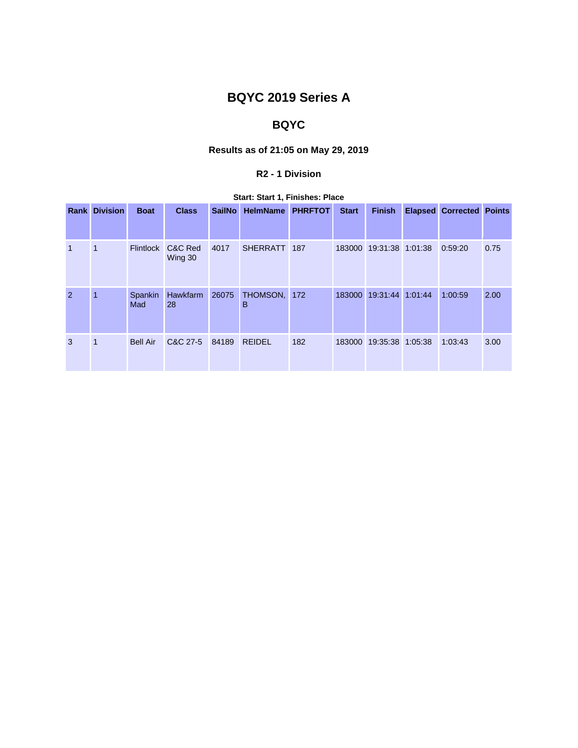# BQYC 2019 Series A

## BQYC

### Results as of 21:05 on May 29, 2019

#### R2 - 1 Division

**Start: Start 1, Finishes: Place**

| Rank | Division | Boat | Class | SailNo | HelmName | PHRFTOT | Start | Finish | Elapsed | Corrected | Points |
|---|---|---|---|---|---|---|---|---|---|---|---|
| 1 | 1 | Flintlock | C&C Red Wing 30 | 4017 | SHERRATT | 187 | 183000 | 19:31:38 | 1:01:38 | 0:59:20 | 0.75 |
| 2 | 1 | Spankin Mad | Hawkfarm 28 | 26075 | THOMSON, B | 172 | 183000 | 19:31:44 | 1:01:44 | 1:00:59 | 2.00 |
| 3 | 1 | Bell Air | C&C 27-5 | 84189 | REIDEL | 182 | 183000 | 19:35:38 | 1:05:38 | 1:03:43 | 3.00 |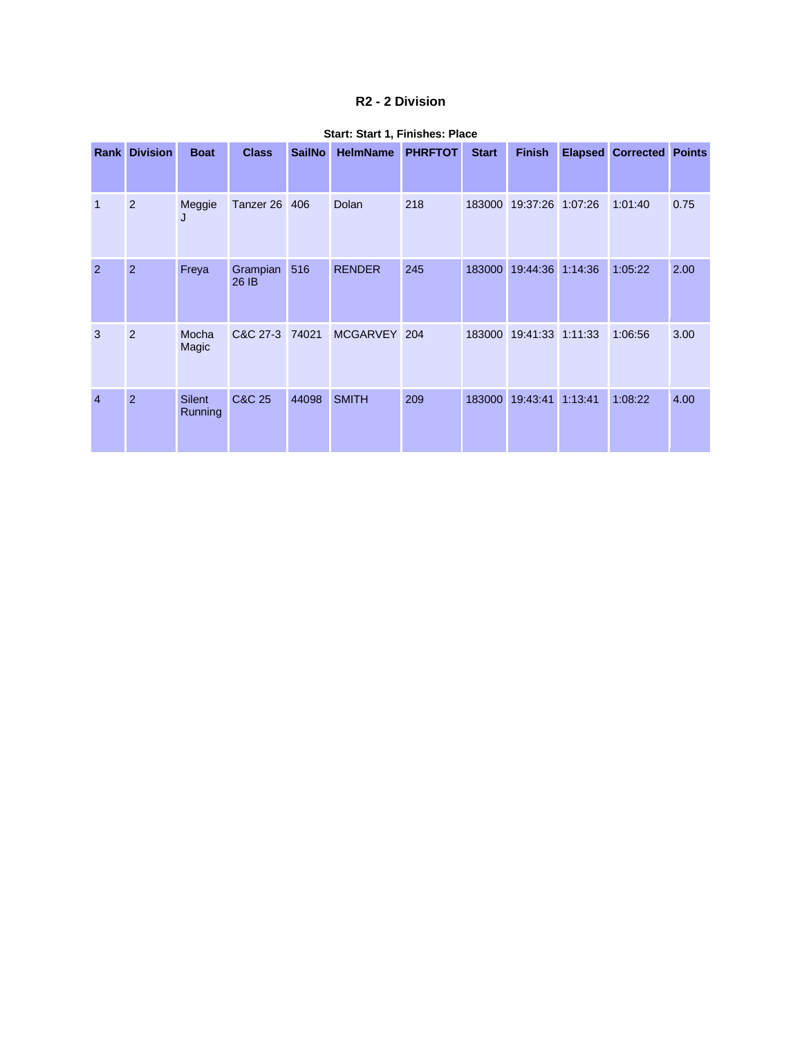## R2 - 2 Division

**Start: Start 1, Finishes: Place**

| Rank | Division | Boat | Class | SailNo | HelmName | PHRFTOT | Start | Finish | Elapsed | Corrected | Points |
|---|---|---|---|---|---|---|---|---|---|---|---|
| 1 | 2 | Meggie J | Tanzer 26 | 406 | Dolan | 218 | 183000 | 19:37:26 | 1:07:26 | 1:01:40 | 0.75 |
| 2 | 2 | Freya | Grampian 26 IB | 516 | RENDER | 245 | 183000 | 19:44:36 | 1:14:36 | 1:05:22 | 2.00 |
| 3 | 2 | Mocha Magic | C&C 27-3 | 74021 | MCGARVEY | 204 | 183000 | 19:41:33 | 1:11:33 | 1:06:56 | 3.00 |
| 4 | 2 | Silent Running | C&C 25 | 44098 | SMITH | 209 | 183000 | 19:43:41 | 1:13:41 | 1:08:22 | 4.00 |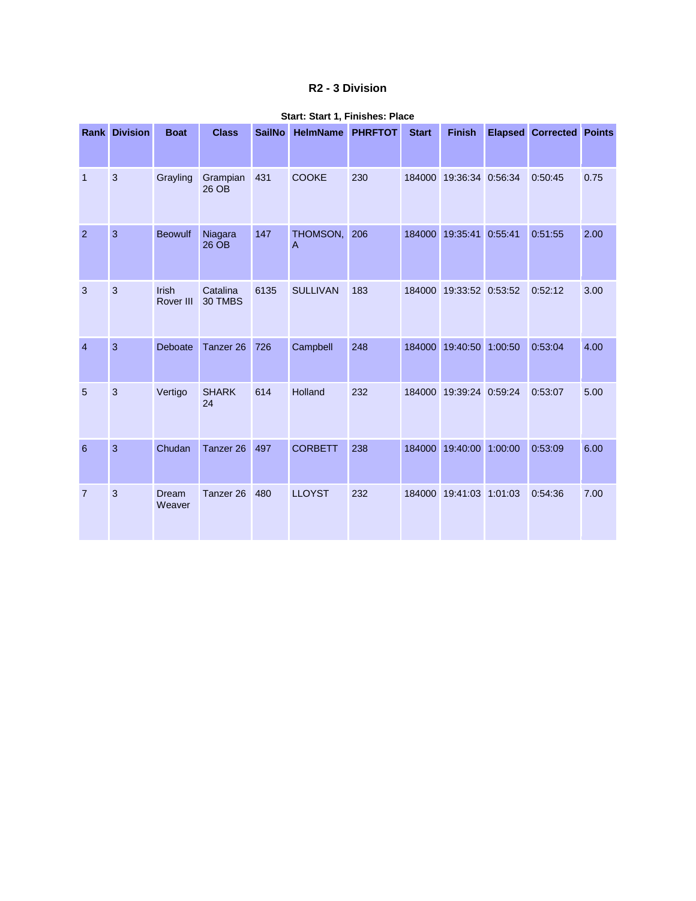## R2 - 3 Division

**Start: Start 1, Finishes: Place**

| Rank | Division | Boat | Class | SailNo | HelmName | PHRFTOT | Start | Finish | Elapsed | Corrected | Points |
|---|---|---|---|---|---|---|---|---|---|---|---|
| 1 | 3 | Grayling | Grampian 26 OB | 431 | COOKE | 230 | 184000 | 19:36:34 | 0:56:34 | 0:50:45 | 0.75 |
| 2 | 3 | Beowulf | Niagara 26 OB | 147 | THOMSON, A | 206 | 184000 | 19:35:41 | 0:55:41 | 0:51:55 | 2.00 |
| 3 | 3 | Irish Rover III | Catalina 30 TMBS | 6135 | SULLIVAN | 183 | 184000 | 19:33:52 | 0:53:52 | 0:52:12 | 3.00 |
| 4 | 3 | Deboate | Tanzer 26 | 726 | Campbell | 248 | 184000 | 19:40:50 | 1:00:50 | 0:53:04 | 4.00 |
| 5 | 3 | Vertigo | SHARK 24 | 614 | Holland | 232 | 184000 | 19:39:24 | 0:59:24 | 0:53:07 | 5.00 |
| 6 | 3 | Chudan | Tanzer 26 | 497 | CORBETT | 238 | 184000 | 19:40:00 | 1:00:00 | 0:53:09 | 6.00 |
| 7 | 3 | Dream Weaver | Tanzer 26 | 480 | LLOYST | 232 | 184000 | 19:41:03 | 1:01:03 | 0:54:36 | 7.00 |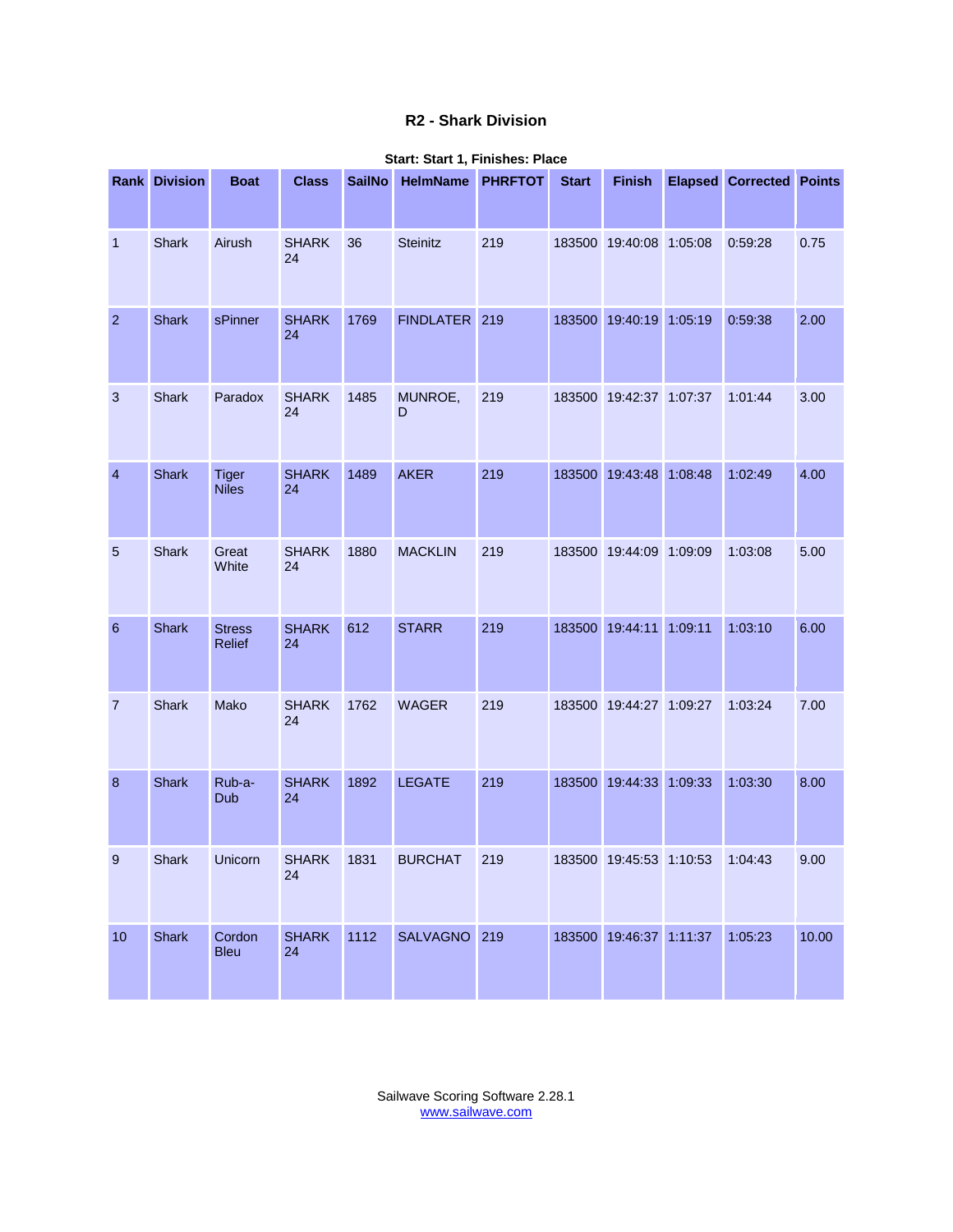### R2 - Shark Division

**Start: Start 1, Finishes: Place**

| Rank | Division | Boat | Class | SailNo | HelmName | PHRFTOT | Start | Finish | Elapsed | Corrected | Points |
|---|---|---|---|---|---|---|---|---|---|---|---|
| 1 | Shark | Airush | SHARK 24 | 36 | Steinitz | 219 | 183500 | 19:40:08 | 1:05:08 | 0:59:28 | 0.75 |
| 2 | Shark | sPinner | SHARK 24 | 1769 | FINDLATER | 219 | 183500 | 19:40:19 | 1:05:19 | 0:59:38 | 2.00 |
| 3 | Shark | Paradox | SHARK 24 | 1485 | MUNROE, D | 219 | 183500 | 19:42:37 | 1:07:37 | 1:01:44 | 3.00 |
| 4 | Shark | Tiger Niles | SHARK 24 | 1489 | AKER | 219 | 183500 | 19:43:48 | 1:08:48 | 1:02:49 | 4.00 |
| 5 | Shark | Great White | SHARK 24 | 1880 | MACKLIN | 219 | 183500 | 19:44:09 | 1:09:09 | 1:03:08 | 5.00 |
| 6 | Shark | Stress Relief | SHARK 24 | 612 | STARR | 219 | 183500 | 19:44:11 | 1:09:11 | 1:03:10 | 6.00 |
| 7 | Shark | Mako | SHARK 24 | 1762 | WAGER | 219 | 183500 | 19:44:27 | 1:09:27 | 1:03:24 | 7.00 |
| 8 | Shark | Rub-a-Dub | SHARK 24 | 1892 | LEGATE | 219 | 183500 | 19:44:33 | 1:09:33 | 1:03:30 | 8.00 |
| 9 | Shark | Unicorn | SHARK 24 | 1831 | BURCHAT | 219 | 183500 | 19:45:53 | 1:10:53 | 1:04:43 | 9.00 |
| 10 | Shark | Cordon Bleu | SHARK 24 | 1112 | SALVAGNO | 219 | 183500 | 19:46:37 | 1:11:37 | 1:05:23 | 10.00 |

Sailwave Scoring Software 2.28.1
www.sailwave.com